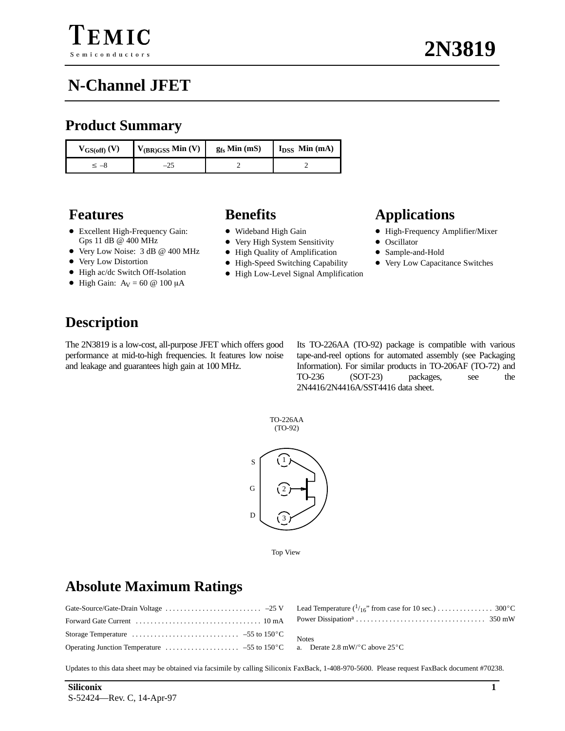TEMIC Semiconductors

# 2N3819

## N-Channel JFET

## Product Summary

| $V_{GS(off)}$ (V) | $V_{(BR)GSS}$ Min (V) | $g_{fs}$ Min (mS) | $I_{DSS}$ Min (mA) |
|---|---|---|---|
| ≤ –8 | –25 | 2 | 2 |

## Features

- Excellent High-Frequency Gain: Gps 11 dB @ 400 MHz
- Very Low Noise: 3 dB @ 400 MHz
- Very Low Distortion
- High ac/dc Switch Off-Isolation
- High Gain: $A_V$ = 60 @ 100 μA

## Benefits

- Wideband High Gain
- Very High System Sensitivity
- High Quality of Amplification
- High-Speed Switching Capability
- High Low-Level Signal Amplification

## Applications

- High-Frequency Amplifier/Mixer
- Oscillator
- Sample-and-Hold
- Very Low Capacitance Switches

## Description

The 2N3819 is a low-cost, all-purpose JFET which offers good performance at mid-to-high frequencies. It features low noise and leakage and guarantees high gain at 100 MHz.

Its TO-226AA (TO-92) package is compatible with various tape-and-reel options for automated assembly (see Packaging Information). For similar products in TO-206AF (TO-72) and TO-236 (SOT-23) packages, see the 2N4416/2N4416A/SST4416 data sheet.

TO-226AA (TO-92)

S 1
G 2
D 3

Top View

## Absolute Maximum Ratings

Gate-Source/Gate-Drain Voltage . . . . . . . . . . . . . . . . . . . . . . . . . . –25 V
Forward Gate Current . . . . . . . . . . . . . . . . . . . . . . . . . . . . . . . . . 10 mA
Storage Temperature . . . . . . . . . . . . . . . . . . . . . . . . . . . . –55 to 150°C
Operating Junction Temperature . . . . . . . . . . . . . . . . . . . . –55 to 150°C
Lead Temperature (1/16" from case for 10 sec.) . . . . . . . . . . . . . . . 300°C
Power Dissipation[a] . . . . . . . . . . . . . . . . . . . . . . . . . . . . . . . . . . 350 mW

Notes
a. Derate 2.8 mW/°C above 25°C

Updates to this data sheet may be obtained via facsimile by calling Siliconix FaxBack, 1-408-970-5600. Please request FaxBack document #70238.

Siliconix
S-52424—Rev. C, 14-Apr-97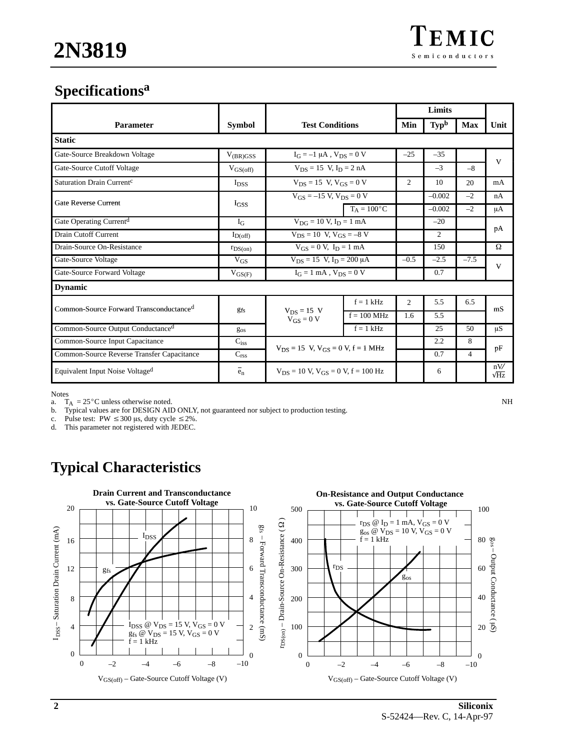## Specifications[a]

| Parameter | Symbol | Test Conditions | | Min | Typ[b] | Max | Unit |
|---|---|---|---|---|---|---|---|
| **Static** | | | | | | | |
| Gate-Source Breakdown Voltage | $V_{(BR)GSS}$ | $I_G = -1\ \mu A$, $V_{DS} = 0$ V | | –25 | –35 | | V |
| Gate-Source Cutoff Voltage | $V_{GS(off)}$ | $V_{DS} = 15$ V, $I_D = 2$ nA | | | –3 | –8 | V |
| Saturation Drain Current[c] | $I_{DSS}$ | $V_{DS} = 15$ V, $V_{GS} = 0$ V | | 2 | 10 | 20 | mA |
| Gate Reverse Current | $I_{GSS}$ | $V_{GS} = -15$ V, $V_{DS} = 0$ V | | | –0.002 | –2 | nA |
| | | | $T_A = 100°C$ | | –0.002 | –2 | μA |
| Gate Operating Current[d] | $I_G$ | $V_{DG} = 10$ V, $I_D = 1$ mA | | | –20 | | pA |
| Drain Cutoff Current | $I_{D(off)}$ | $V_{DS} = 10$ V, $V_{GS} = -8$ V | | | 2 | | pA |
| Drain-Source On-Resistance | $r_{DS(on)}$ | $V_{GS} = 0$ V, $I_D = 1$ mA | | | 150 | | Ω |
| Gate-Source Voltage | $V_{GS}$ | $V_{DS} = 15$ V, $I_D = 200\ \mu A$ | | –0.5 | –2.5 | –7.5 | V |
| Gate-Source Forward Voltage | $V_{GS(F)}$ | $I_G = 1$ mA, $V_{DS} = 0$ V | | | 0.7 | | V |
| **Dynamic** | | | | | | | |
| Common-Source Forward Transconductance[d] | $g_{fs}$ | $V_{DS} = 15$ V, $V_{GS} = 0$ V | f = 1 kHz | 2 | 5.5 | 6.5 | mS |
| | | | f = 100 MHz | 1.6 | 5.5 | | mS |
| Common-Source Output Conductance[d] | $g_{os}$ | | f = 1 kHz | | 25 | 50 | μS |
| Common-Source Input Capacitance | $C_{iss}$ | $V_{DS} = 15$ V, $V_{GS} = 0$ V, f = 1 MHz | | | 2.2 | 8 | pF |
| Common-Source Reverse Transfer Capacitance | $C_{rss}$ | | | | 0.7 | 4 | pF |
| Equivalent Input Noise Voltage[d] | $\bar{e}_n$ | $V_{DS} = 10$ V, $V_{GS} = 0$ V, f = 100 Hz | | | 6 | | nV⁄√Hz |

Notes
a. $T_A = 25°C$ unless otherwise noted. NH
b. Typical values are for DESIGN AID ONLY, not guaranteed nor subject to production testing.
c. Pulse test: PW ≤ 300 μs, duty cycle ≤ 2%.
d. This parameter not registered with JEDEC.

## Typical Characteristics

**Drain Current and Transconductance vs. Gate-Source Cutoff Voltage**

$I_{DSS}$ @ $V_{DS} = 15$ V, $V_{GS} = 0$ V
$g_{fs}$ @ $V_{DS} = 15$ V, $V_{GS} = 0$ V
f = 1 kHz

Left axis: $I_{DSS}$ – Saturation Drain Current (mA) (0 to 20); Right axis: $g_{fs}$ – Forward Transconductance (mS) (0 to 10); X axis: $V_{GS(off)}$ – Gate-Source Cutoff Voltage (V) (0 to –10)

**On-Resistance and Output Conductance vs. Gate-Source Cutoff Voltage**

$r_{DS}$ @ $I_D = 1$ mA, $V_{GS} = 0$ V
$g_{os}$ @ $V_{DS} = 10$ V, $V_{GS} = 0$ V
f = 1 kHz

Left axis: $r_{DS(on)}$ – Drain-Source On-Resistance (Ω) (0 to 500); Right axis: $g_{os}$ – Output Conductance (μS) (0 to 100); X axis: $V_{GS(off)}$ – Gate-Source Cutoff Voltage (V) (0 to –10)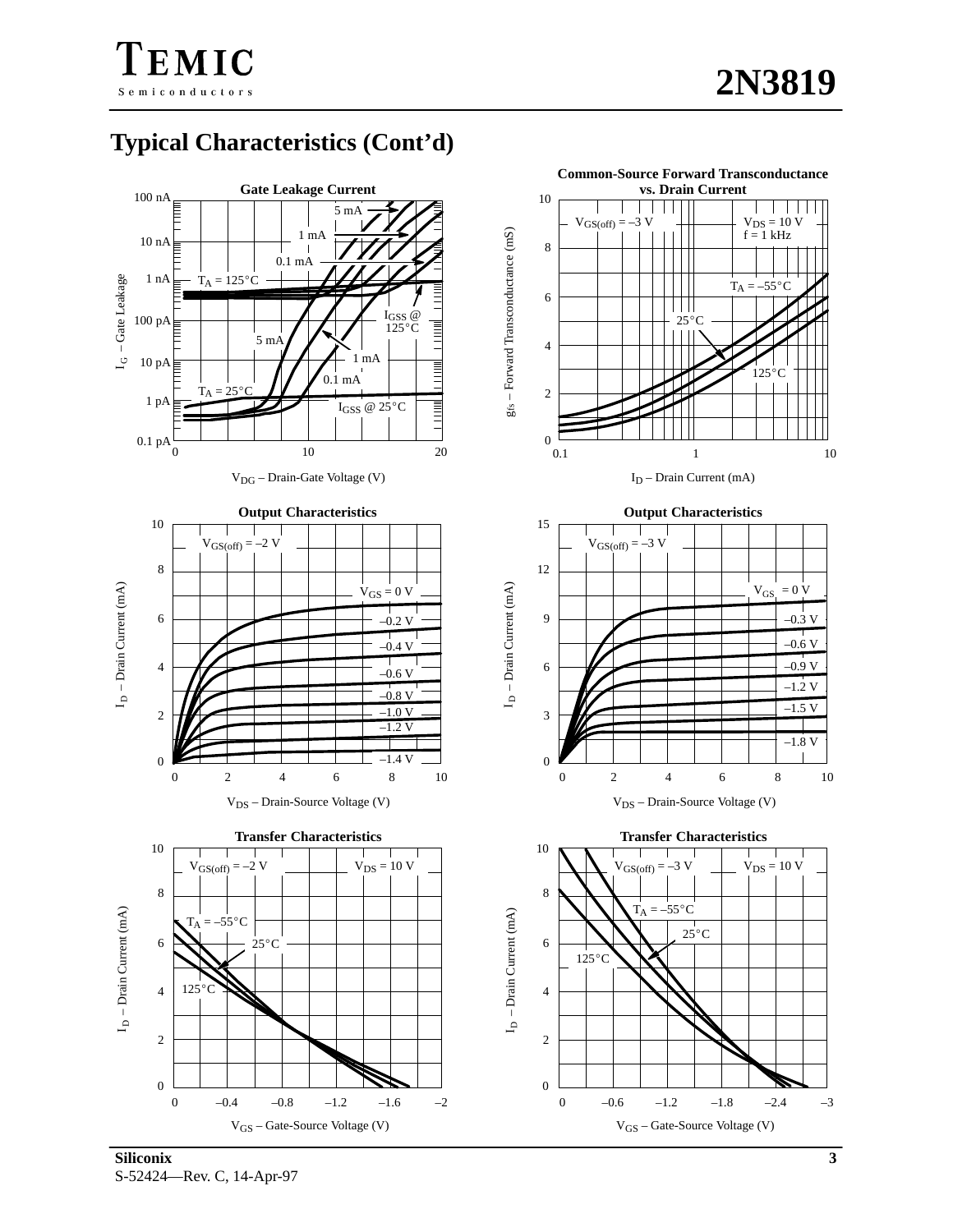## Typical Characteristics (Cont'd)

**Gate Leakage Current**

$I_G$ – Gate Leakage (0.1 pA to 100 nA) vs. $V_{DG}$ – Drain-Gate Voltage (V) (0 to 20)

Labels: 5 mA, 1 mA, 0.1 mA, $T_A = 125°C$, $I_{GSS}$ @ 125°C, 5 mA, 1 mA, 0.1 mA, $T_A = 25°C$, $I_{GSS}$ @ 25°C

**Common-Source Forward Transconductance vs. Drain Current**

$g_{fs}$ – Forward Transconductance (mS) (0 to 10) vs. $I_D$ – Drain Current (mA) (0.1 to 10)

Labels: $V_{GS(off)} = –3$ V, $V_{DS} = 10$ V, f = 1 kHz, $T_A = –55°C$, 25°C, 125°C

**Output Characteristics**

$I_D$ – Drain Current (mA) (0 to 10) vs. $V_{DS}$ – Drain-Source Voltage (V) (0 to 10)

Labels: $V_{GS(off)} = –2$ V, $V_{GS} = 0$ V, –0.2 V, –0.4 V, –0.6 V, –0.8 V, –1.0 V, –1.2 V, –1.4 V

**Output Characteristics**

$I_D$ – Drain Current (mA) (0 to 15) vs. $V_{DS}$ – Drain-Source Voltage (V) (0 to 10)

Labels: $V_{GS(off)} = –3$ V, $V_{GS} = 0$ V, –0.3 V, –0.6 V, –0.9 V, –1.2 V, –1.5 V, –1.8 V

**Transfer Characteristics**

$I_D$ – Drain Current (mA) (0 to 10) vs. $V_{GS}$ – Gate-Source Voltage (V) (0 to –2)

Labels: $V_{GS(off)} = –2$ V, $V_{DS} = 10$ V, $T_A = –55°C$, 25°C, 125°C

**Transfer Characteristics**

$I_D$ – Drain Current (mA) (0 to 10) vs. $V_{GS}$ – Gate-Source Voltage (V) (0 to –3)

Labels: $V_{GS(off)} = –3$ V, $V_{DS} = 10$ V, $T_A = –55°C$, 25°C, 125°C

**Siliconix**
S-52424—Rev. C, 14-Apr-97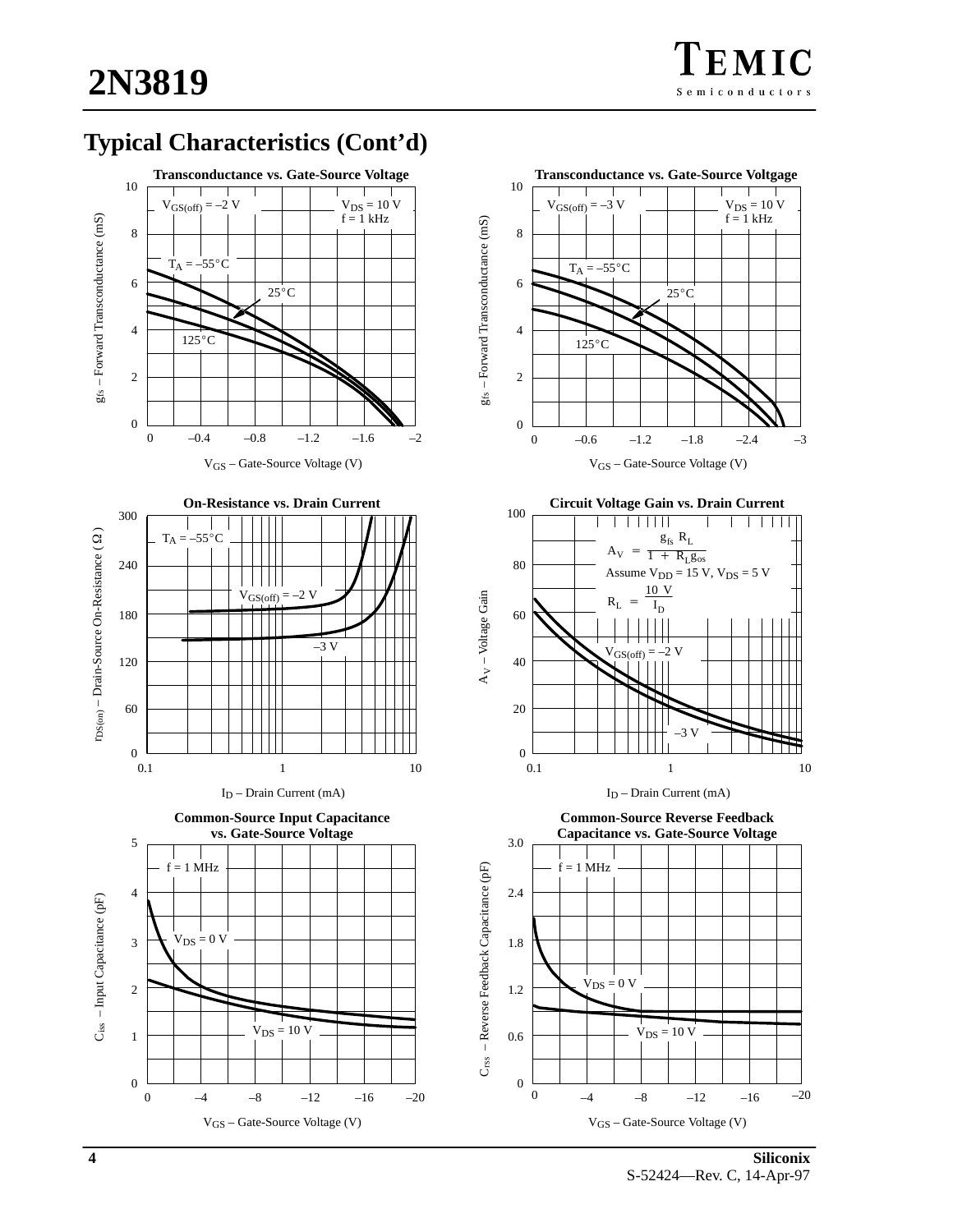## Typical Characteristics (Cont'd)

**Transconductance vs. Gate-Source Voltage**

$V_{GS(off)} = -2$ V; $V_{DS} = 10$ V, f = 1 kHz; $T_A = -55°C$, 25°C, 125°C

$g_{fs}$ – Forward Transconductance (mS) vs. $V_{GS}$ – Gate-Source Voltage (V)

**Transconductance vs. Gate-Source Voltgage**

$V_{GS(off)} = -3$ V; $V_{DS} = 10$ V, f = 1 kHz; $T_A = -55°C$, 25°C, 125°C

$g_{fs}$ – Forward Transconductance (mS) vs. $V_{GS}$ – Gate-Source Voltage (V)

**On-Resistance vs. Drain Current**

$T_A = -55°C$; $V_{GS(off)} = -2$ V, –3 V

$r_{DS(on)}$ – Drain-Source On-Resistance (Ω) vs. $I_D$ – Drain Current (mA)

**Circuit Voltage Gain vs. Drain Current**

$$A_V = \frac{g_{fs} R_L}{1 + R_L g_{os}}$$

Assume $V_{DD} = 15$ V, $V_{DS} = 5$ V

$$R_L = \frac{10 \text{ V}}{I_D}$$

$V_{GS(off)} = -2$ V, –3 V

$A_V$ – Voltage Gain vs. $I_D$ – Drain Current (mA)

**Common-Source Input Capacitance vs. Gate-Source Voltage**

f = 1 MHz; $V_{DS} = 0$ V, $V_{DS} = 10$ V

$C_{iss}$ – Input Capacitance (pF) vs. $V_{GS}$ – Gate-Source Voltage (V)

**Common-Source Reverse Feedback Capacitance vs. Gate-Source Voltage**

f = 1 MHz; $V_{DS} = 0$ V, $V_{DS} = 10$ V

$C_{rss}$ – Reverse Feedback Capacitance (pF) vs. $V_{GS}$ – Gate-Source Voltage (V)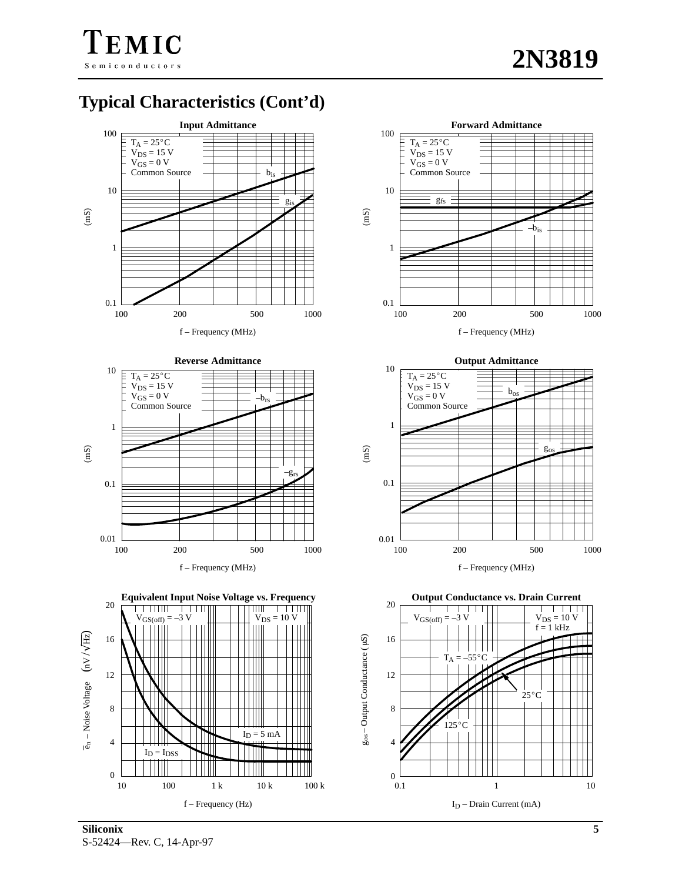## Typical Characteristics (Cont'd)

**Input Admittance**

$T_A = 25°C$
$V_{DS} = 15$ V
$V_{GS} = 0$ V
Common Source

$b_{is}$
$g_{is}$

(mS)

100, 10, 1, 0.1

100, 200, 500, 1000

f – Frequency (MHz)

**Forward Admittance**

$T_A = 25°C$
$V_{DS} = 15$ V
$V_{GS} = 0$ V
Common Source

$g_{fs}$
$-b_{is}$

(mS)

100, 10, 1, 0.1

100, 200, 500, 1000

f – Frequency (MHz)

**Reverse Admittance**

$T_A = 25°C$
$V_{DS} = 15$ V
$V_{GS} = 0$ V
Common Source

$-b_{rs}$
$-g_{rs}$

(mS)

10, 1, 0.1, 0.01

100, 200, 500, 1000

f – Frequency (MHz)

**Output Admittance**

$T_A = 25°C$
$V_{DS} = 15$ V
$V_{GS} = 0$ V
Common Source

$b_{os}$
$g_{os}$

(mS)

10, 1, 0.1, 0.01

100, 200, 500, 1000

f – Frequency (MHz)

**Equivalent Input Noise Voltage vs. Frequency**

$V_{GS(off)} = -3$ V
$V_{DS} = 10$ V
$I_D = 5$ mA
$I_D = I_{DSS}$

$\bar{e}_n$ – Noise Voltage $(nV / \sqrt{Hz})$

20, 16, 12, 8, 4, 0

10, 100, 1 k, 10 k, 100 k

f – Frequency (Hz)

**Output Conductance vs. Drain Current**

$V_{GS(off)} = -3$ V
$V_{DS} = 10$ V
f = 1 kHz
$T_A = -55°C$
25°C
125°C

$g_{os}$ – Output Conductance (μS)

20, 16, 12, 8, 4, 0

0.1, 1, 10

$I_D$ – Drain Current (mA)